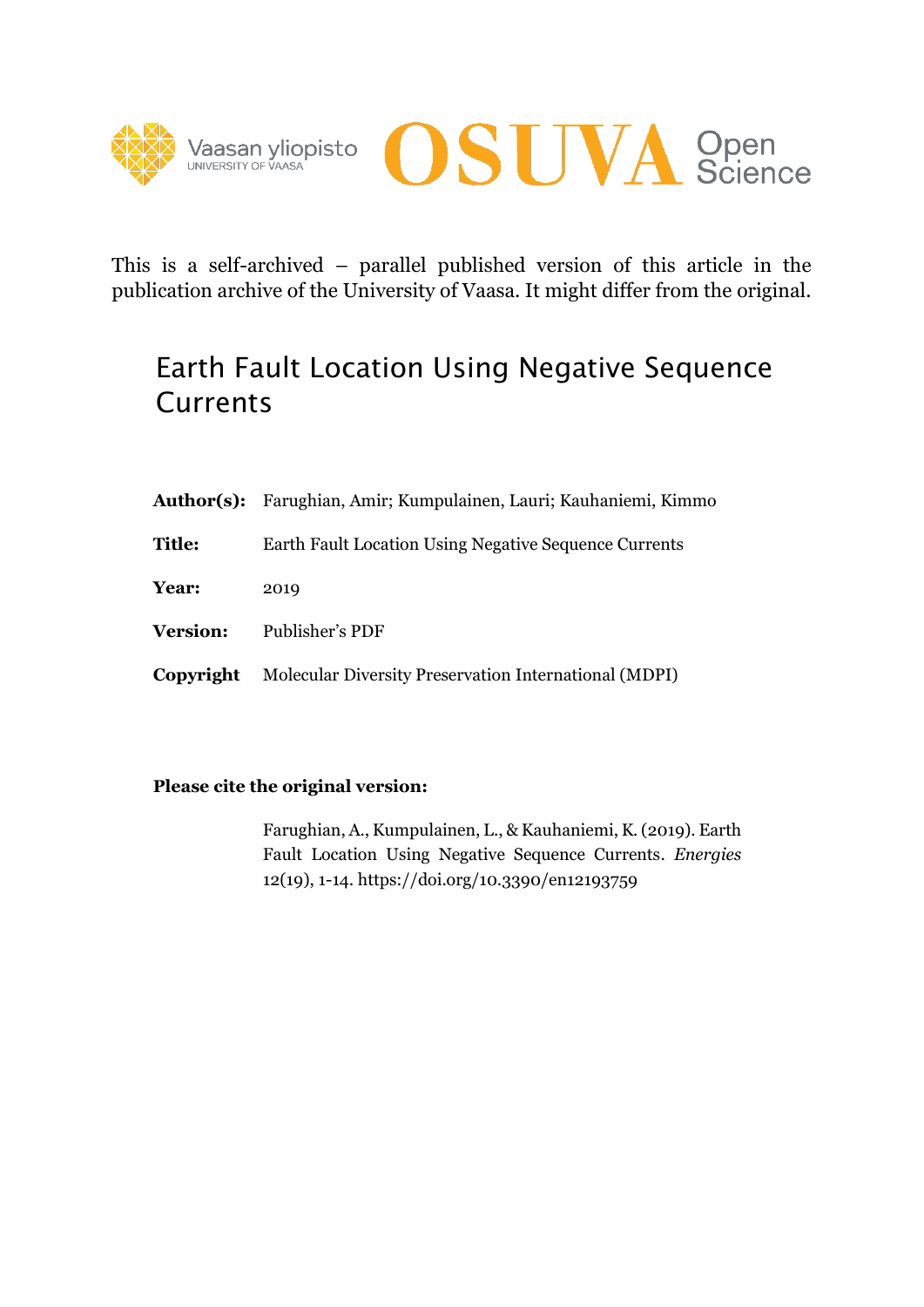Vaasan yliopisto
UNIVERSITY OF VAASA

OSUVA Open Science

This is a self-archived – parallel published version of this article in the publication archive of the University of Vaasa. It might differ from the original.

# Earth Fault Location Using Negative Sequence Currents

**Author(s):** Farughian, Amir; Kumpulainen, Lauri; Kauhaniemi, Kimmo

**Title:** Earth Fault Location Using Negative Sequence Currents

**Year:** 2019

**Version:** Publisher's PDF

**Copyright** Molecular Diversity Preservation International (MDPI)

**Please cite the original version:**

Farughian, A., Kumpulainen, L., & Kauhaniemi, K. (2019). Earth Fault Location Using Negative Sequence Currents. *Energies* 12(19), 1-14. https://doi.org/10.3390/en12193759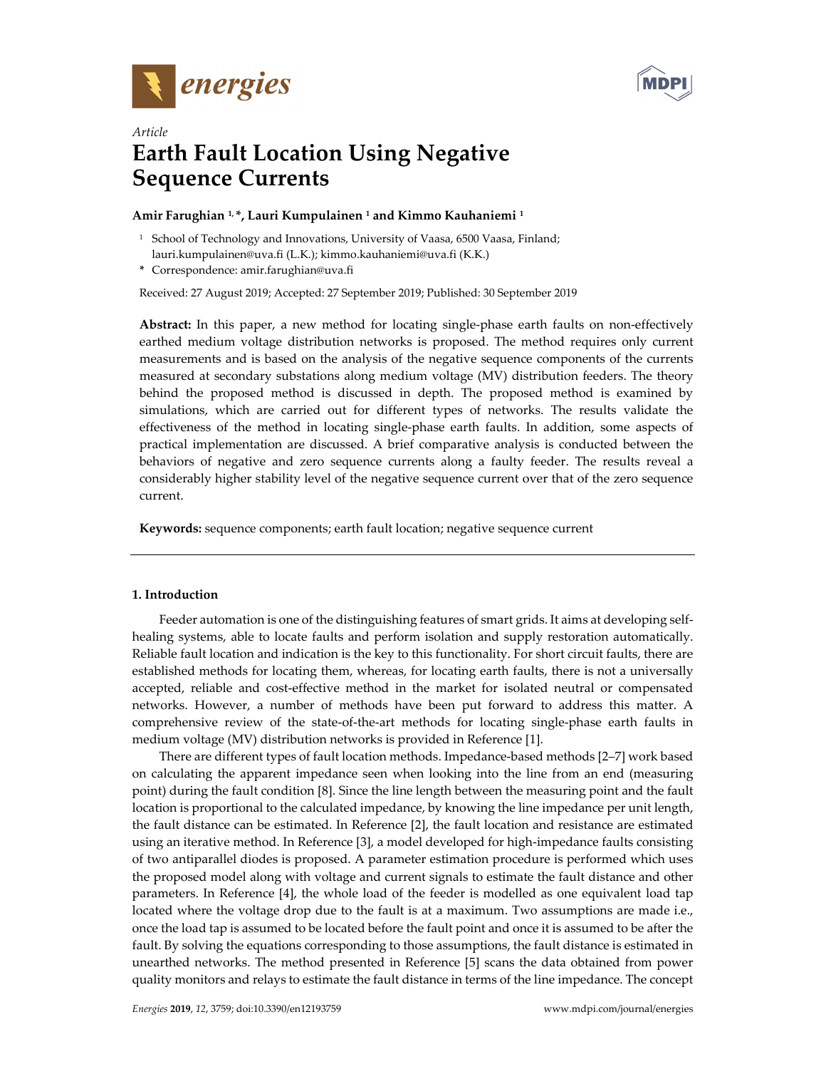*Article*

# Earth Fault Location Using Negative Sequence Currents

**Amir Farughian [1,*], Lauri Kumpulainen [1] and Kimmo Kauhaniemi [1]**

[1] School of Technology and Innovations, University of Vaasa, 6500 Vaasa, Finland; lauri.kumpulainen@uva.fi (L.K.); kimmo.kauhaniemi@uva.fi (K.K.)

[*] Correspondence: amir.farughian@uva.fi

Received: 27 August 2019; Accepted: 27 September 2019; Published: 30 September 2019

**Abstract:** In this paper, a new method for locating single-phase earth faults on non-effectively earthed medium voltage distribution networks is proposed. The method requires only current measurements and is based on the analysis of the negative sequence components of the currents measured at secondary substations along medium voltage (MV) distribution feeders. The theory behind the proposed method is discussed in depth. The proposed method is examined by simulations, which are carried out for different types of networks. The results validate the effectiveness of the method in locating single-phase earth faults. In addition, some aspects of practical implementation are discussed. A brief comparative analysis is conducted between the behaviors of negative and zero sequence currents along a faulty feeder. The results reveal a considerably higher stability level of the negative sequence current over that of the zero sequence current.

**Keywords:** sequence components; earth fault location; negative sequence current

## 1. Introduction

Feeder automation is one of the distinguishing features of smart grids. It aims at developing self-healing systems, able to locate faults and perform isolation and supply restoration automatically. Reliable fault location and indication is the key to this functionality. For short circuit faults, there are established methods for locating them, whereas, for locating earth faults, there is not a universally accepted, reliable and cost-effective method in the market for isolated neutral or compensated networks. However, a number of methods have been put forward to address this matter. A comprehensive review of the state-of-the-art methods for locating single-phase earth faults in medium voltage (MV) distribution networks is provided in Reference [1].

There are different types of fault location methods. Impedance-based methods [2–7] work based on calculating the apparent impedance seen when looking into the line from an end (measuring point) during the fault condition [8]. Since the line length between the measuring point and the fault location is proportional to the calculated impedance, by knowing the line impedance per unit length, the fault distance can be estimated. In Reference [2], the fault location and resistance are estimated using an iterative method. In Reference [3], a model developed for high-impedance faults consisting of two antiparallel diodes is proposed. A parameter estimation procedure is performed which uses the proposed model along with voltage and current signals to estimate the fault distance and other parameters. In Reference [4], the whole load of the feeder is modelled as one equivalent load tap located where the voltage drop due to the fault is at a maximum. Two assumptions are made i.e., once the load tap is assumed to be located before the fault point and once it is assumed to be after the fault. By solving the equations corresponding to those assumptions, the fault distance is estimated in unearthed networks. The method presented in Reference [5] scans the data obtained from power quality monitors and relays to estimate the fault distance in terms of the line impedance. The concept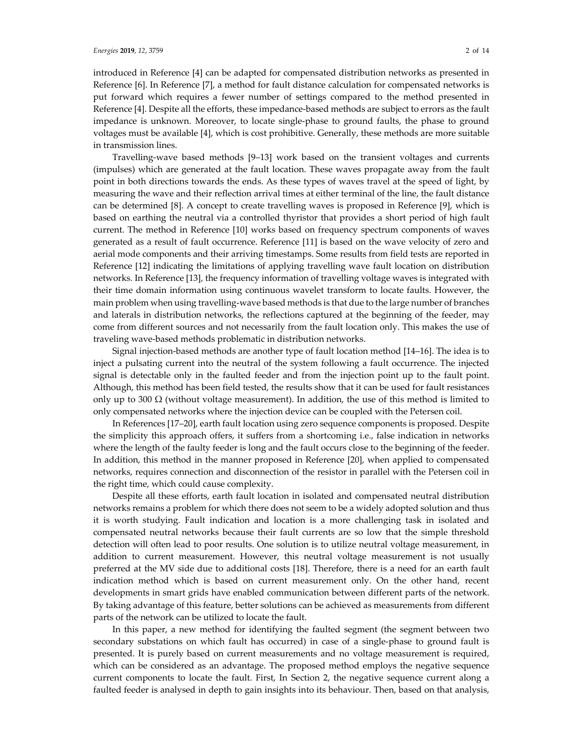introduced in Reference [4] can be adapted for compensated distribution networks as presented in Reference [6]. In Reference [7], a method for fault distance calculation for compensated networks is put forward which requires a fewer number of settings compared to the method presented in Reference [4]. Despite all the efforts, these impedance-based methods are subject to errors as the fault impedance is unknown. Moreover, to locate single-phase to ground faults, the phase to ground voltages must be available [4], which is cost prohibitive. Generally, these methods are more suitable in transmission lines.

Travelling-wave based methods [9–13] work based on the transient voltages and currents (impulses) which are generated at the fault location. These waves propagate away from the fault point in both directions towards the ends. As these types of waves travel at the speed of light, by measuring the wave and their reflection arrival times at either terminal of the line, the fault distance can be determined [8]. A concept to create travelling waves is proposed in Reference [9], which is based on earthing the neutral via a controlled thyristor that provides a short period of high fault current. The method in Reference [10] works based on frequency spectrum components of waves generated as a result of fault occurrence. Reference [11] is based on the wave velocity of zero and aerial mode components and their arriving timestamps. Some results from field tests are reported in Reference [12] indicating the limitations of applying travelling wave fault location on distribution networks. In Reference [13], the frequency information of travelling voltage waves is integrated with their time domain information using continuous wavelet transform to locate faults. However, the main problem when using travelling-wave based methods is that due to the large number of branches and laterals in distribution networks, the reflections captured at the beginning of the feeder, may come from different sources and not necessarily from the fault location only. This makes the use of traveling wave-based methods problematic in distribution networks.

Signal injection-based methods are another type of fault location method [14–16]. The idea is to inject a pulsating current into the neutral of the system following a fault occurrence. The injected signal is detectable only in the faulted feeder and from the injection point up to the fault point. Although, this method has been field tested, the results show that it can be used for fault resistances only up to 300 Ω (without voltage measurement). In addition, the use of this method is limited to only compensated networks where the injection device can be coupled with the Petersen coil.

In References [17–20], earth fault location using zero sequence components is proposed. Despite the simplicity this approach offers, it suffers from a shortcoming i.e., false indication in networks where the length of the faulty feeder is long and the fault occurs close to the beginning of the feeder. In addition, this method in the manner proposed in Reference [20], when applied to compensated networks, requires connection and disconnection of the resistor in parallel with the Petersen coil in the right time, which could cause complexity.

Despite all these efforts, earth fault location in isolated and compensated neutral distribution networks remains a problem for which there does not seem to be a widely adopted solution and thus it is worth studying. Fault indication and location is a more challenging task in isolated and compensated neutral networks because their fault currents are so low that the simple threshold detection will often lead to poor results. One solution is to utilize neutral voltage measurement, in addition to current measurement. However, this neutral voltage measurement is not usually preferred at the MV side due to additional costs [18]. Therefore, there is a need for an earth fault indication method which is based on current measurement only. On the other hand, recent developments in smart grids have enabled communication between different parts of the network. By taking advantage of this feature, better solutions can be achieved as measurements from different parts of the network can be utilized to locate the fault.

In this paper, a new method for identifying the faulted segment (the segment between two secondary substations on which fault has occurred) in case of a single-phase to ground fault is presented. It is purely based on current measurements and no voltage measurement is required, which can be considered as an advantage. The proposed method employs the negative sequence current components to locate the fault. First, In Section 2, the negative sequence current along a faulted feeder is analysed in depth to gain insights into its behaviour. Then, based on that analysis,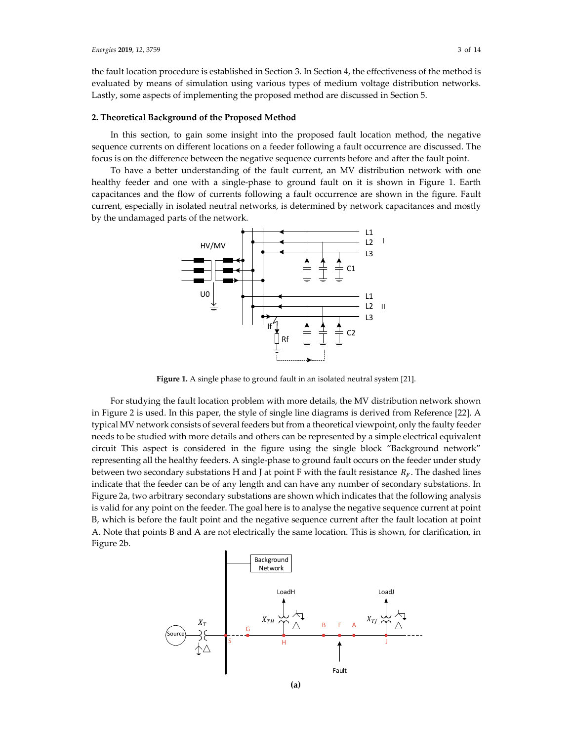the fault location procedure is established in Section 3. In Section 4, the effectiveness of the method is evaluated by means of simulation using various types of medium voltage distribution networks. Lastly, some aspects of implementing the proposed method are discussed in Section 5.

## 2. Theoretical Background of the Proposed Method

In this section, to gain some insight into the proposed fault location method, the negative sequence currents on different locations on a feeder following a fault occurrence are discussed. The focus is on the difference between the negative sequence currents before and after the fault point.

To have a better understanding of the fault current, an MV distribution network with one healthy feeder and one with a single-phase to ground fault on it is shown in Figure 1. Earth capacitances and the flow of currents following a fault occurrence are shown in the figure. Fault current, especially in isolated neutral networks, is determined by network capacitances and mostly by the undamaged parts of the network.

**Figure 1.** A single phase to ground fault in an isolated neutral system [21].

For studying the fault location problem with more details, the MV distribution network shown in Figure 2 is used. In this paper, the style of single line diagrams is derived from Reference [22]. A typical MV network consists of several feeders but from a theoretical viewpoint, only the faulty feeder needs to be studied with more details and others can be represented by a simple electrical equivalent circuit This aspect is considered in the figure using the single block "Background network" representing all the healthy feeders. A single-phase to ground fault occurs on the feeder under study between two secondary substations H and J at point F with the fault resistance $R_F$. The dashed lines indicate that the feeder can be of any length and can have any number of secondary substations. In Figure 2a, two arbitrary secondary substations are shown which indicates that the following analysis is valid for any point on the feeder. The goal here is to analyse the negative sequence current at point B, which is before the fault point and the negative sequence current after the fault location at point A. Note that points B and A are not electrically the same location. This is shown, for clarification, in Figure 2b.

**(a)**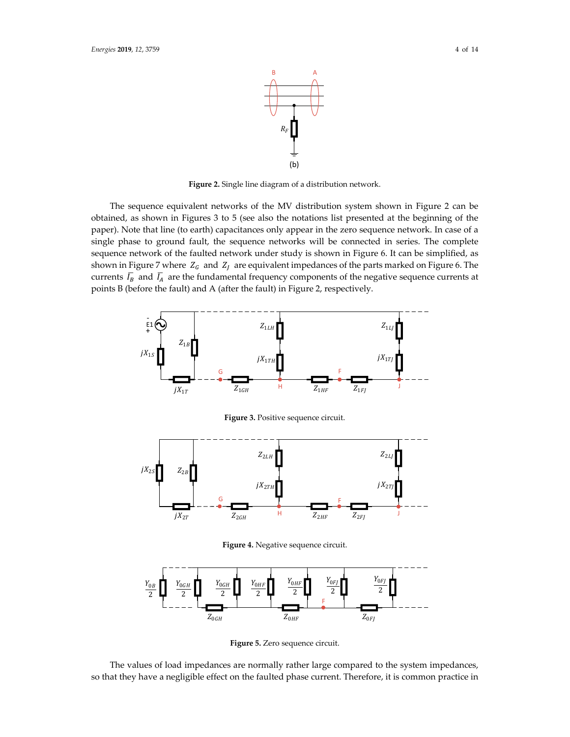(b)

**Figure 2.** Single line diagram of a distribution network.

The sequence equivalent networks of the MV distribution system shown in Figure 2 can be obtained, as shown in Figures 3 to 5 (see also the notations list presented at the beginning of the paper). Note that line (to earth) capacitances only appear in the zero sequence network. In case of a single phase to ground fault, the sequence networks will be connected in series. The complete sequence network of the faulted network under study is shown in Figure 6. It can be simplified, as shown in Figure 7 where $Z_G$ and $Z_J$ are equivalent impedances of the parts marked on Figure 6. The currents $\overline{I_B}$ and $\overline{I_A}$ are the fundamental frequency components of the negative sequence currents at points B (before the fault) and A (after the fault) in Figure 2, respectively.

**Figure 3.** Positive sequence circuit.

**Figure 4.** Negative sequence circuit.

**Figure 5.** Zero sequence circuit.

The values of load impedances are normally rather large compared to the system impedances, so that they have a negligible effect on the faulted phase current. Therefore, it is common practice in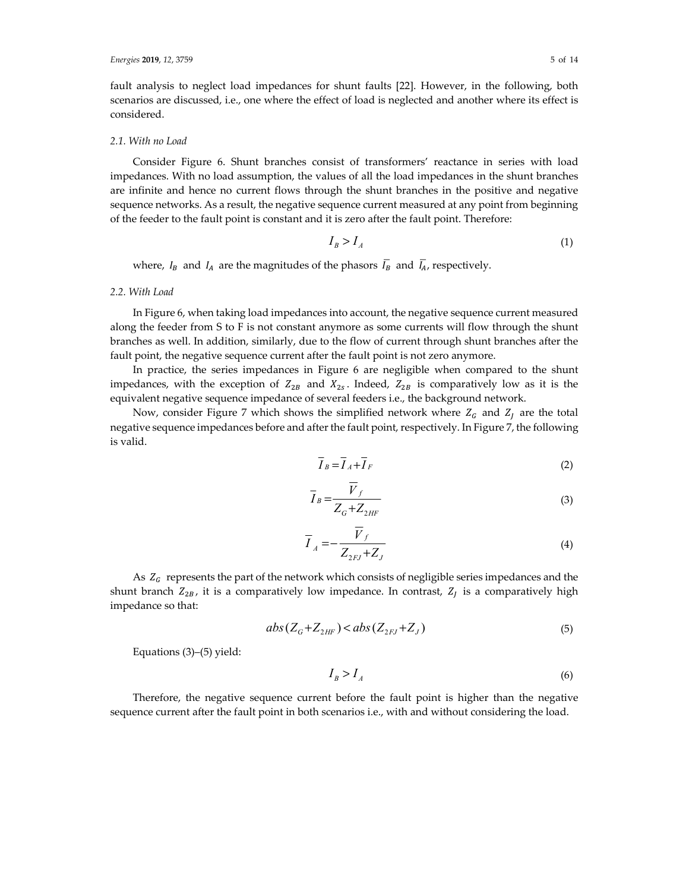fault analysis to neglect load impedances for shunt faults [22]. However, in the following, both scenarios are discussed, i.e., one where the effect of load is neglected and another where its effect is considered.

### 2.1. With no Load

Consider Figure 6. Shunt branches consist of transformers' reactance in series with load impedances. With no load assumption, the values of all the load impedances in the shunt branches are infinite and hence no current flows through the shunt branches in the positive and negative sequence networks. As a result, the negative sequence current measured at any point from beginning of the feeder to the fault point is constant and it is zero after the fault point. Therefore:

$$I_B > I_A \tag{1}$$

where, $I_B$ and $I_A$ are the magnitudes of the phasors $\overline{I_B}$ and $\overline{I_A}$, respectively.

### 2.2. With Load

In Figure 6, when taking load impedances into account, the negative sequence current measured along the feeder from S to F is not constant anymore as some currents will flow through the shunt branches as well. In addition, similarly, due to the flow of current through shunt branches after the fault point, the negative sequence current after the fault point is not zero anymore.

In practice, the series impedances in Figure 6 are negligible when compared to the shunt impedances, with the exception of $Z_{2B}$ and $X_{2s}$. Indeed, $Z_{2B}$ is comparatively low as it is the equivalent negative sequence impedance of several feeders i.e., the background network.

Now, consider Figure 7 which shows the simplified network where $Z_G$ and $Z_J$ are the total negative sequence impedances before and after the fault point, respectively. In Figure 7, the following is valid.

$$\overline{I}_B = \overline{I}_A + \overline{I}_F \tag{2}$$

$$\overline{I}_B = \frac{\overline{V}_f}{Z_G + Z_{2HF}} \tag{3}$$

$$\overline{I}_A = -\frac{\overline{V}_f}{Z_{2FJ} + Z_J} \tag{4}$$

As $Z_G$ represents the part of the network which consists of negligible series impedances and the shunt branch $Z_{2B}$, it is a comparatively low impedance. In contrast, $Z_J$ is a comparatively high impedance so that:

$$abs(Z_G + Z_{2HF}) < abs(Z_{2FJ} + Z_J) \tag{5}$$

Equations (3)–(5) yield:

$$I_B > I_A \tag{6}$$

Therefore, the negative sequence current before the fault point is higher than the negative sequence current after the fault point in both scenarios i.e., with and without considering the load.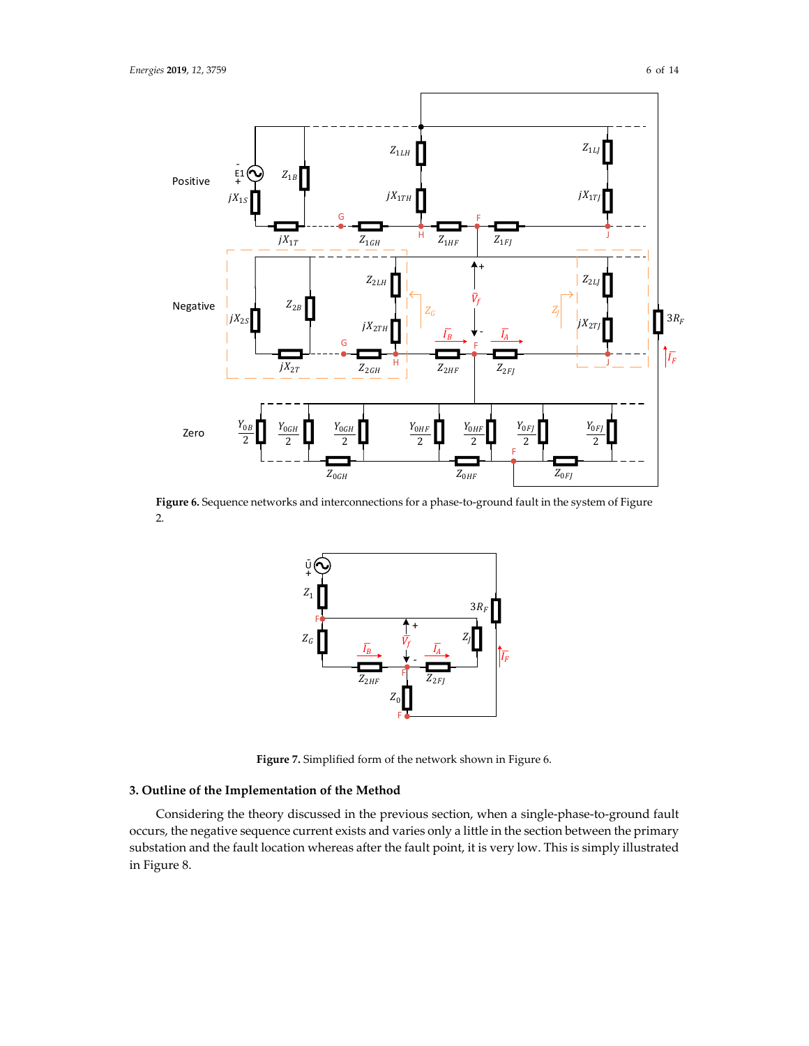**Figure 6.** Sequence networks and interconnections for a phase-to-ground fault in the system of Figure 2.

**Figure 7.** Simplified form of the network shown in Figure 6.

## 3. Outline of the Implementation of the Method

Considering the theory discussed in the previous section, when a single-phase-to-ground fault occurs, the negative sequence current exists and varies only a little in the section between the primary substation and the fault location whereas after the fault point, it is very low. This is simply illustrated in Figure 8.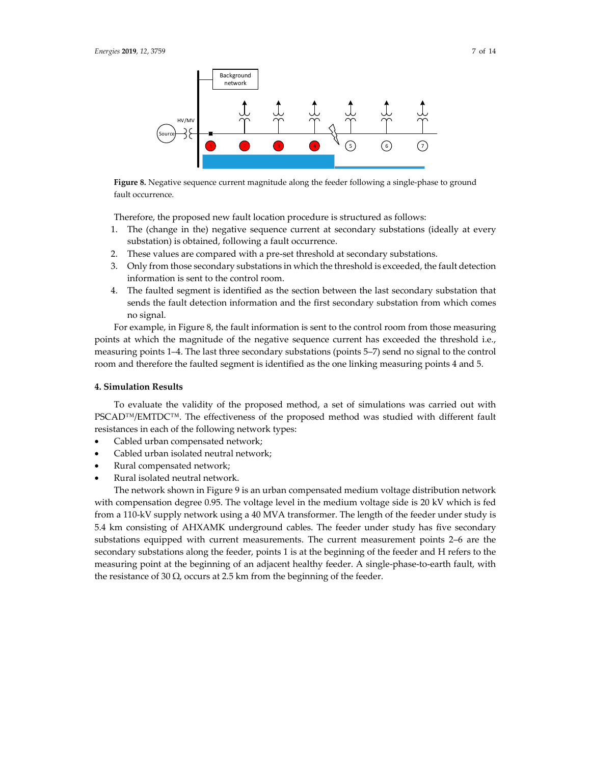**Figure 8.** Negative sequence current magnitude along the feeder following a single-phase to ground fault occurrence.

Therefore, the proposed new fault location procedure is structured as follows:

1. The (change in the) negative sequence current at secondary substations (ideally at every substation) is obtained, following a fault occurrence.
2. These values are compared with a pre-set threshold at secondary substations.
3. Only from those secondary substations in which the threshold is exceeded, the fault detection information is sent to the control room.
4. The faulted segment is identified as the section between the last secondary substation that sends the fault detection information and the first secondary substation from which comes no signal.

For example, in Figure 8, the fault information is sent to the control room from those measuring points at which the magnitude of the negative sequence current has exceeded the threshold i.e., measuring points 1–4. The last three secondary substations (points 5–7) send no signal to the control room and therefore the faulted segment is identified as the one linking measuring points 4 and 5.

## 4. Simulation Results

To evaluate the validity of the proposed method, a set of simulations was carried out with PSCAD™/EMTDC™. The effectiveness of the proposed method was studied with different fault resistances in each of the following network types:

- Cabled urban compensated network;
- Cabled urban isolated neutral network;
- Rural compensated network;
- Rural isolated neutral network.

The network shown in Figure 9 is an urban compensated medium voltage distribution network with compensation degree 0.95. The voltage level in the medium voltage side is 20 kV which is fed from a 110-kV supply network using a 40 MVA transformer. The length of the feeder under study is 5.4 km consisting of AHXAMK underground cables. The feeder under study has five secondary substations equipped with current measurements. The current measurement points 2–6 are the secondary substations along the feeder, points 1 is at the beginning of the feeder and H refers to the measuring point at the beginning of an adjacent healthy feeder. A single-phase-to-earth fault, with the resistance of 30 Ω, occurs at 2.5 km from the beginning of the feeder.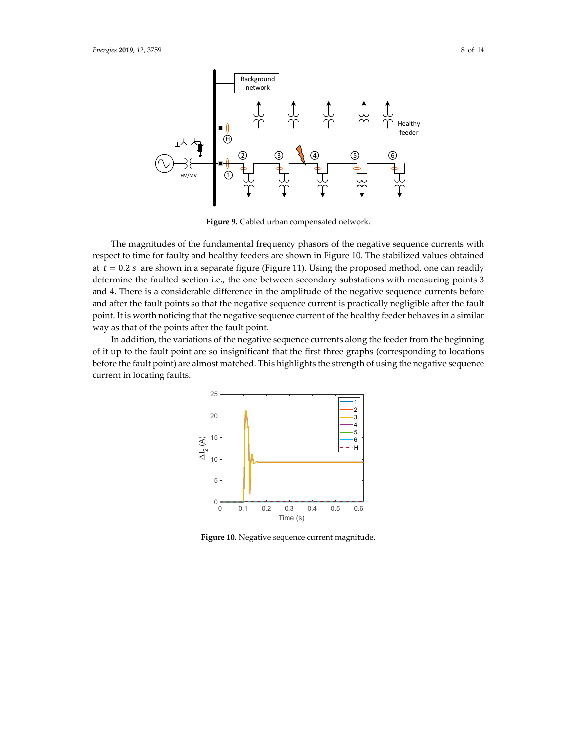**Figure 9.** Cabled urban compensated network.

The magnitudes of the fundamental frequency phasors of the negative sequence currents with respect to time for faulty and healthy feeders are shown in Figure 10. The stabilized values obtained at $t = 0.2\ s$ are shown in a separate figure (Figure 11). Using the proposed method, one can readily determine the faulted section i.e., the one between secondary substations with measuring points 3 and 4. There is a considerable difference in the amplitude of the negative sequence currents before and after the fault points so that the negative sequence current is practically negligible after the fault point. It is worth noticing that the negative sequence current of the healthy feeder behaves in a similar way as that of the points after the fault point.

In addition, the variations of the negative sequence currents along the feeder from the beginning of it up to the fault point are so insignificant that the first three graphs (corresponding to locations before the fault point) are almost matched. This highlights the strength of using the negative sequence current in locating faults.

**Figure 10.** Negative sequence current magnitude.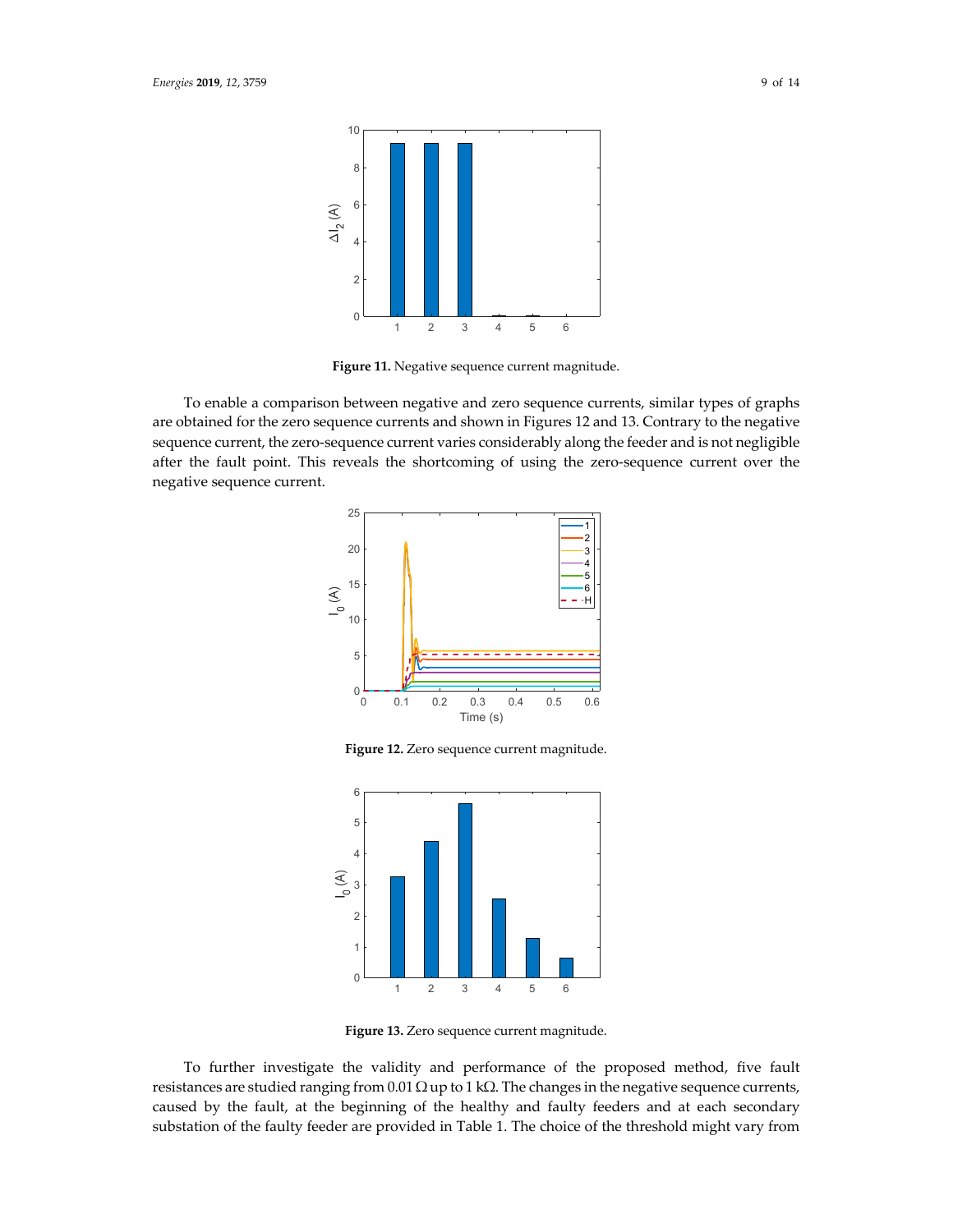**Figure 11.** Negative sequence current magnitude.

To enable a comparison between negative and zero sequence currents, similar types of graphs are obtained for the zero sequence currents and shown in Figures 12 and 13. Contrary to the negative sequence current, the zero-sequence current varies considerably along the feeder and is not negligible after the fault point. This reveals the shortcoming of using the zero-sequence current over the negative sequence current.

**Figure 12.** Zero sequence current magnitude.

**Figure 13.** Zero sequence current magnitude.

To further investigate the validity and performance of the proposed method, five fault resistances are studied ranging from 0.01 Ω up to 1 kΩ. The changes in the negative sequence currents, caused by the fault, at the beginning of the healthy and faulty feeders and at each secondary substation of the faulty feeder are provided in Table 1. The choice of the threshold might vary from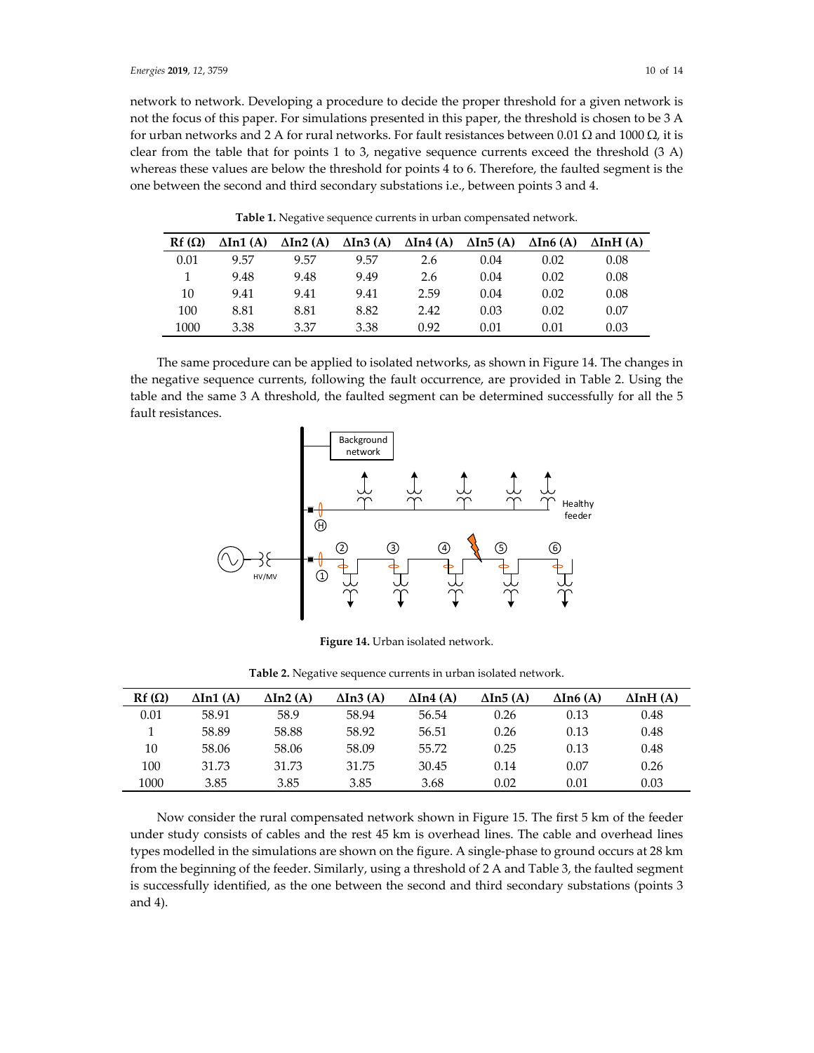network to network. Developing a procedure to decide the proper threshold for a given network is not the focus of this paper. For simulations presented in this paper, the threshold is chosen to be 3 A for urban networks and 2 A for rural networks. For fault resistances between 0.01 Ω and 1000 Ω, it is clear from the table that for points 1 to 3, negative sequence currents exceed the threshold (3 A) whereas these values are below the threshold for points 4 to 6. Therefore, the faulted segment is the one between the second and third secondary substations i.e., between points 3 and 4.

**Table 1.** Negative sequence currents in urban compensated network.

| Rf (Ω) | ΔIn1 (A) | ΔIn2 (A) | ΔIn3 (A) | ΔIn4 (A) | ΔIn5 (A) | ΔIn6 (A) | ΔInH (A) |
|---|---|---|---|---|---|---|---|
| 0.01 | 9.57 | 9.57 | 9.57 | 2.6 | 0.04 | 0.02 | 0.08 |
| 1 | 9.48 | 9.48 | 9.49 | 2.6 | 0.04 | 0.02 | 0.08 |
| 10 | 9.41 | 9.41 | 9.41 | 2.59 | 0.04 | 0.02 | 0.08 |
| 100 | 8.81 | 8.81 | 8.82 | 2.42 | 0.03 | 0.02 | 0.07 |
| 1000 | 3.38 | 3.37 | 3.38 | 0.92 | 0.01 | 0.01 | 0.03 |

The same procedure can be applied to isolated networks, as shown in Figure 14. The changes in the negative sequence currents, following the fault occurrence, are provided in Table 2. Using the table and the same 3 A threshold, the faulted segment can be determined successfully for all the 5 fault resistances.

**Figure 14.** Urban isolated network.

**Table 2.** Negative sequence currents in urban isolated network.

| Rf (Ω) | ΔIn1 (A) | ΔIn2 (A) | ΔIn3 (A) | ΔIn4 (A) | ΔIn5 (A) | ΔIn6 (A) | ΔInH (A) |
|---|---|---|---|---|---|---|---|
| 0.01 | 58.91 | 58.9 | 58.94 | 56.54 | 0.26 | 0.13 | 0.48 |
| 1 | 58.89 | 58.88 | 58.92 | 56.51 | 0.26 | 0.13 | 0.48 |
| 10 | 58.06 | 58.06 | 58.09 | 55.72 | 0.25 | 0.13 | 0.48 |
| 100 | 31.73 | 31.73 | 31.75 | 30.45 | 0.14 | 0.07 | 0.26 |
| 1000 | 3.85 | 3.85 | 3.85 | 3.68 | 0.02 | 0.01 | 0.03 |

Now consider the rural compensated network shown in Figure 15. The first 5 km of the feeder under study consists of cables and the rest 45 km is overhead lines. The cable and overhead lines types modelled in the simulations are shown on the figure. A single-phase to ground occurs at 28 km from the beginning of the feeder. Similarly, using a threshold of 2 A and Table 3, the faulted segment is successfully identified, as the one between the second and third secondary substations (points 3 and 4).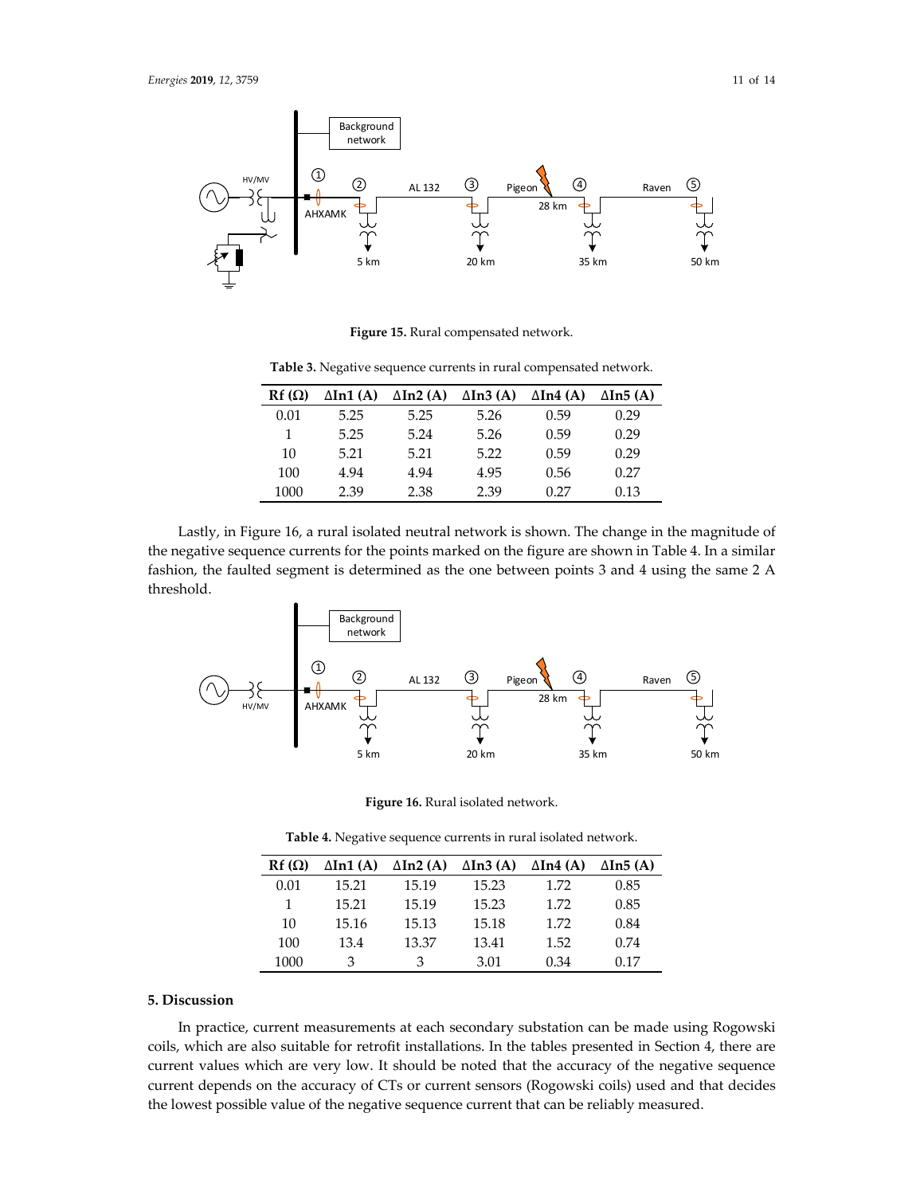**Figure 15.** Rural compensated network.

**Table 3.** Negative sequence currents in rural compensated network.

| Rf (Ω) | ΔIn1 (A) | ΔIn2 (A) | ΔIn3 (A) | ΔIn4 (A) | ΔIn5 (A) |
|---|---|---|---|---|---|
| 0.01 | 5.25 | 5.25 | 5.26 | 0.59 | 0.29 |
| 1 | 5.25 | 5.24 | 5.26 | 0.59 | 0.29 |
| 10 | 5.21 | 5.21 | 5.22 | 0.59 | 0.29 |
| 100 | 4.94 | 4.94 | 4.95 | 0.56 | 0.27 |
| 1000 | 2.39 | 2.38 | 2.39 | 0.27 | 0.13 |

Lastly, in Figure 16, a rural isolated neutral network is shown. The change in the magnitude of the negative sequence currents for the points marked on the figure are shown in Table 4. In a similar fashion, the faulted segment is determined as the one between points 3 and 4 using the same 2 A threshold.

**Figure 16.** Rural isolated network.

**Table 4.** Negative sequence currents in rural isolated network.

| Rf (Ω) | ΔIn1 (A) | ΔIn2 (A) | ΔIn3 (A) | ΔIn4 (A) | ΔIn5 (A) |
|---|---|---|---|---|---|
| 0.01 | 15.21 | 15.19 | 15.23 | 1.72 | 0.85 |
| 1 | 15.21 | 15.19 | 15.23 | 1.72 | 0.85 |
| 10 | 15.16 | 15.13 | 15.18 | 1.72 | 0.84 |
| 100 | 13.4 | 13.37 | 13.41 | 1.52 | 0.74 |
| 1000 | 3 | 3 | 3.01 | 0.34 | 0.17 |

## 5. Discussion

In practice, current measurements at each secondary substation can be made using Rogowski coils, which are also suitable for retrofit installations. In the tables presented in Section 4, there are current values which are very low. It should be noted that the accuracy of the negative sequence current depends on the accuracy of CTs or current sensors (Rogowski coils) used and that decides the lowest possible value of the negative sequence current that can be reliably measured.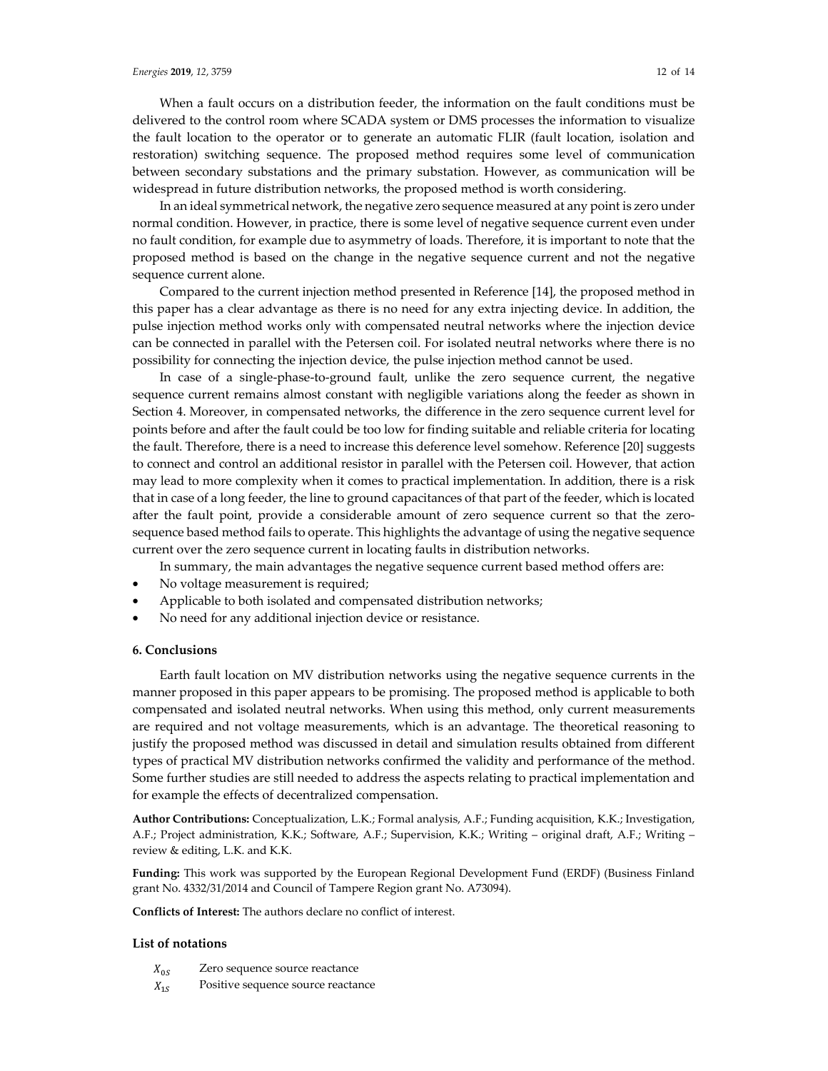When a fault occurs on a distribution feeder, the information on the fault conditions must be delivered to the control room where SCADA system or DMS processes the information to visualize the fault location to the operator or to generate an automatic FLIR (fault location, isolation and restoration) switching sequence. The proposed method requires some level of communication between secondary substations and the primary substation. However, as communication will be widespread in future distribution networks, the proposed method is worth considering.

In an ideal symmetrical network, the negative zero sequence measured at any point is zero under normal condition. However, in practice, there is some level of negative sequence current even under no fault condition, for example due to asymmetry of loads. Therefore, it is important to note that the proposed method is based on the change in the negative sequence current and not the negative sequence current alone.

Compared to the current injection method presented in Reference [14], the proposed method in this paper has a clear advantage as there is no need for any extra injecting device. In addition, the pulse injection method works only with compensated neutral networks where the injection device can be connected in parallel with the Petersen coil. For isolated neutral networks where there is no possibility for connecting the injection device, the pulse injection method cannot be used.

In case of a single-phase-to-ground fault, unlike the zero sequence current, the negative sequence current remains almost constant with negligible variations along the feeder as shown in Section 4. Moreover, in compensated networks, the difference in the zero sequence current level for points before and after the fault could be too low for finding suitable and reliable criteria for locating the fault. Therefore, there is a need to increase this deference level somehow. Reference [20] suggests to connect and control an additional resistor in parallel with the Petersen coil. However, that action may lead to more complexity when it comes to practical implementation. In addition, there is a risk that in case of a long feeder, the line to ground capacitances of that part of the feeder, which is located after the fault point, provide a considerable amount of zero sequence current so that the zero-sequence based method fails to operate. This highlights the advantage of using the negative sequence current over the zero sequence current in locating faults in distribution networks.

In summary, the main advantages the negative sequence current based method offers are:

- No voltage measurement is required;
- Applicable to both isolated and compensated distribution networks;
- No need for any additional injection device or resistance.

## 6. Conclusions

Earth fault location on MV distribution networks using the negative sequence currents in the manner proposed in this paper appears to be promising. The proposed method is applicable to both compensated and isolated neutral networks. When using this method, only current measurements are required and not voltage measurements, which is an advantage. The theoretical reasoning to justify the proposed method was discussed in detail and simulation results obtained from different types of practical MV distribution networks confirmed the validity and performance of the method. Some further studies are still needed to address the aspects relating to practical implementation and for example the effects of decentralized compensation.

**Author Contributions:** Conceptualization, L.K.; Formal analysis, A.F.; Funding acquisition, K.K.; Investigation, A.F.; Project administration, K.K.; Software, A.F.; Supervision, K.K.; Writing – original draft, A.F.; Writing – review & editing, L.K. and K.K.

**Funding:** This work was supported by the European Regional Development Fund (ERDF) (Business Finland grant No. 4332/31/2014 and Council of Tampere Region grant No. A73094).

**Conflicts of Interest:** The authors declare no conflict of interest.

## List of notations

| | |
|---|---|
| $X_{0S}$ | Zero sequence source reactance |
| $X_{1S}$ | Positive sequence source reactance |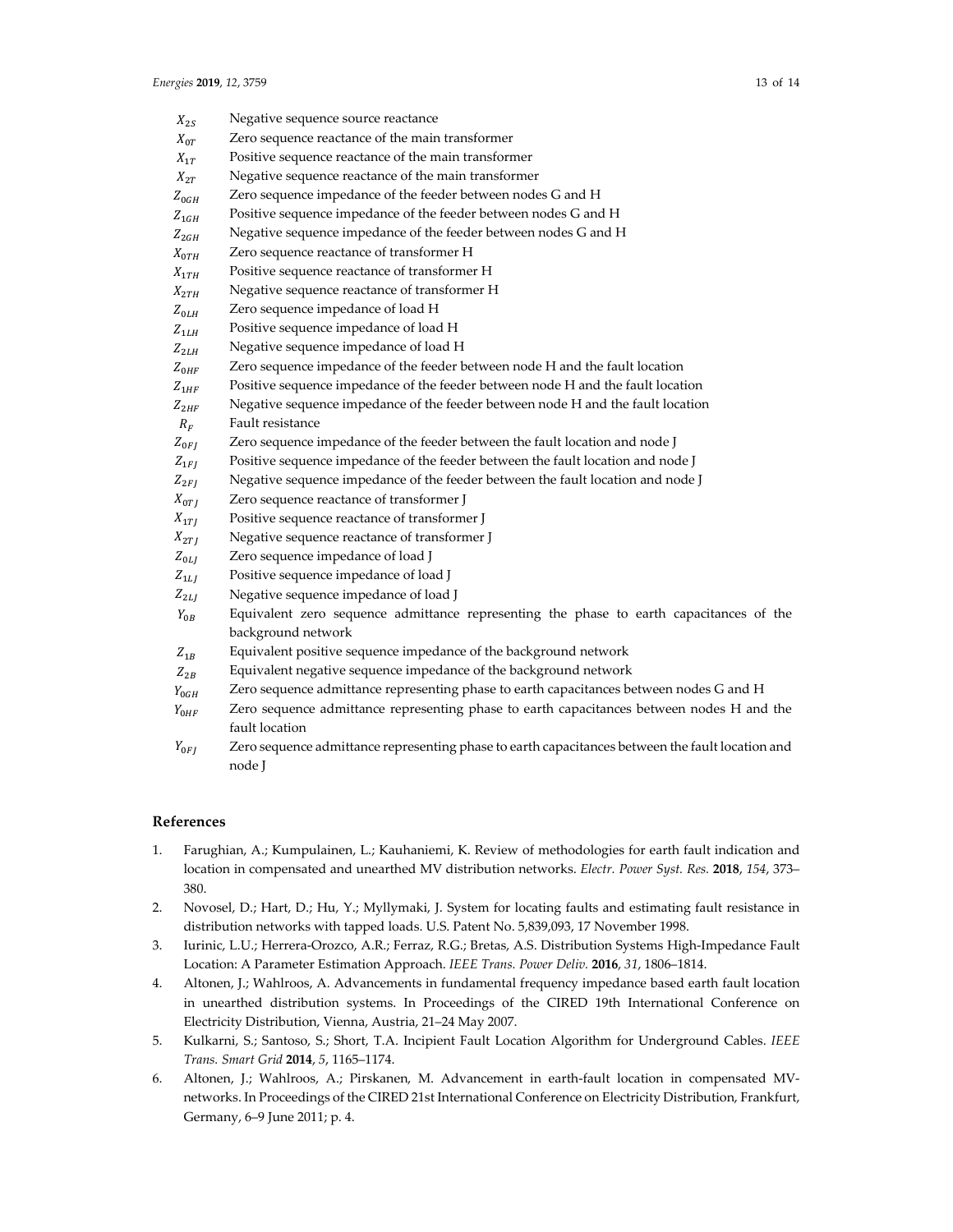$X_{2S}$ Negative sequence source reactance

$X_{0T}$ Zero sequence reactance of the main transformer

$X_{1T}$ Positive sequence reactance of the main transformer

$X_{2T}$ Negative sequence reactance of the main transformer

$Z_{0GH}$ Zero sequence impedance of the feeder between nodes G and H

$Z_{1GH}$ Positive sequence impedance of the feeder between nodes G and H

$Z_{2GH}$ Negative sequence impedance of the feeder between nodes G and H

$X_{0TH}$ Zero sequence reactance of transformer H

$X_{1TH}$ Positive sequence reactance of transformer H

$X_{2TH}$ Negative sequence reactance of transformer H

$Z_{0LH}$ Zero sequence impedance of load H

$Z_{1LH}$ Positive sequence impedance of load H

$Z_{2LH}$ Negative sequence impedance of load H

$Z_{0HF}$ Zero sequence impedance of the feeder between node H and the fault location

$Z_{1HF}$ Positive sequence impedance of the feeder between node H and the fault location

$Z_{2HF}$ Negative sequence impedance of the feeder between node H and the fault location

$R_F$ Fault resistance

$Z_{0FJ}$ Zero sequence impedance of the feeder between the fault location and node J

$Z_{1FJ}$ Positive sequence impedance of the feeder between the fault location and node J

$Z_{2FJ}$ Negative sequence impedance of the feeder between the fault location and node J

$X_{0TJ}$ Zero sequence reactance of transformer J

$X_{1TJ}$ Positive sequence reactance of transformer J

$X_{2TJ}$ Negative sequence reactance of transformer J

$Z_{0LJ}$ Zero sequence impedance of load J

$Z_{1LJ}$ Positive sequence impedance of load J

$Z_{2LJ}$ Negative sequence impedance of load J

$Y_{0B}$ Equivalent zero sequence admittance representing the phase to earth capacitances of the background network

$Z_{1B}$ Equivalent positive sequence impedance of the background network

$Z_{2B}$ Equivalent negative sequence impedance of the background network

$Y_{0GH}$ Zero sequence admittance representing phase to earth capacitances between nodes G and H

$Y_{0HF}$ Zero sequence admittance representing phase to earth capacitances between nodes H and the fault location

$Y_{0FJ}$ Zero sequence admittance representing phase to earth capacitances between the fault location and node J

## References

1. Farughian, A.; Kumpulainen, L.; Kauhaniemi, K. Review of methodologies for earth fault indication and location in compensated and unearthed MV distribution networks. *Electr. Power Syst. Res.* **2018**, *154*, 373–380.
2. Novosel, D.; Hart, D.; Hu, Y.; Myllymaki, J. System for locating faults and estimating fault resistance in distribution networks with tapped loads. U.S. Patent No. 5,839,093, 17 November 1998.
3. Iurinic, L.U.; Herrera-Orozco, A.R.; Ferraz, R.G.; Bretas, A.S. Distribution Systems High-Impedance Fault Location: A Parameter Estimation Approach. *IEEE Trans. Power Deliv.* **2016**, *31*, 1806–1814.
4. Altonen, J.; Wahlroos, A. Advancements in fundamental frequency impedance based earth fault location in unearthed distribution systems. In Proceedings of the CIRED 19th International Conference on Electricity Distribution, Vienna, Austria, 21–24 May 2007.
5. Kulkarni, S.; Santoso, S.; Short, T.A. Incipient Fault Location Algorithm for Underground Cables. *IEEE Trans. Smart Grid* **2014**, *5*, 1165–1174.
6. Altonen, J.; Wahlroos, A.; Pirskanen, M. Advancement in earth-fault location in compensated MV-networks. In Proceedings of the CIRED 21st International Conference on Electricity Distribution, Frankfurt, Germany, 6–9 June 2011; p. 4.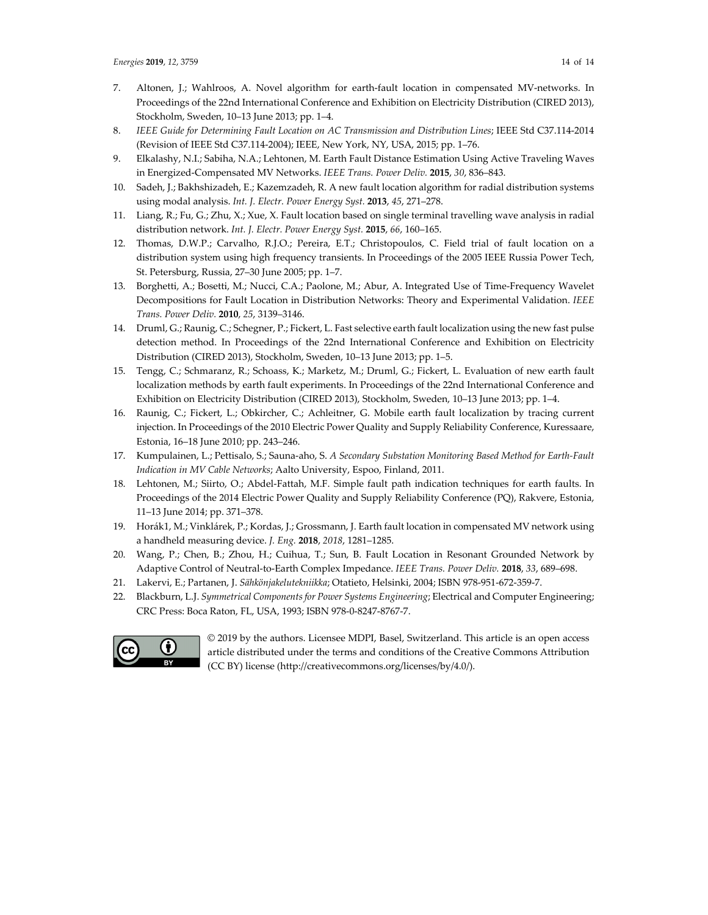7. Altonen, J.; Wahlroos, A. Novel algorithm for earth-fault location in compensated MV-networks. In Proceedings of the 22nd International Conference and Exhibition on Electricity Distribution (CIRED 2013), Stockholm, Sweden, 10–13 June 2013; pp. 1–4.
8. *IEEE Guide for Determining Fault Location on AC Transmission and Distribution Lines*; IEEE Std C37.114-2014 (Revision of IEEE Std C37.114-2004); IEEE, New York, NY, USA, 2015; pp. 1–76.
9. Elkalashy, N.I.; Sabiha, N.A.; Lehtonen, M. Earth Fault Distance Estimation Using Active Traveling Waves in Energized-Compensated MV Networks. *IEEE Trans. Power Deliv.* **2015**, *30*, 836–843.
10. Sadeh, J.; Bakhshizadeh, E.; Kazemzadeh, R. A new fault location algorithm for radial distribution systems using modal analysis. *Int. J. Electr. Power Energy Syst.* **2013**, *45*, 271–278.
11. Liang, R.; Fu, G.; Zhu, X.; Xue, X. Fault location based on single terminal travelling wave analysis in radial distribution network. *Int. J. Electr. Power Energy Syst.* **2015**, *66*, 160–165.
12. Thomas, D.W.P.; Carvalho, R.J.O.; Pereira, E.T.; Christopoulos, C. Field trial of fault location on a distribution system using high frequency transients. In Proceedings of the 2005 IEEE Russia Power Tech, St. Petersburg, Russia, 27–30 June 2005; pp. 1–7.
13. Borghetti, A.; Bosetti, M.; Nucci, C.A.; Paolone, M.; Abur, A. Integrated Use of Time-Frequency Wavelet Decompositions for Fault Location in Distribution Networks: Theory and Experimental Validation. *IEEE Trans. Power Deliv.* **2010**, *25*, 3139–3146.
14. Druml, G.; Raunig, C.; Schegner, P.; Fickert, L. Fast selective earth fault localization using the new fast pulse detection method. In Proceedings of the 22nd International Conference and Exhibition on Electricity Distribution (CIRED 2013), Stockholm, Sweden, 10–13 June 2013; pp. 1–5.
15. Tengg, C.; Schmaranz, R.; Schoass, K.; Marketz, M.; Druml, G.; Fickert, L. Evaluation of new earth fault localization methods by earth fault experiments. In Proceedings of the 22nd International Conference and Exhibition on Electricity Distribution (CIRED 2013), Stockholm, Sweden, 10–13 June 2013; pp. 1–4.
16. Raunig, C.; Fickert, L.; Obkircher, C.; Achleitner, G. Mobile earth fault localization by tracing current injection. In Proceedings of the 2010 Electric Power Quality and Supply Reliability Conference, Kuressaare, Estonia, 16–18 June 2010; pp. 243–246.
17. Kumpulainen, L.; Pettisalo, S.; Sauna-aho, S. *A Secondary Substation Monitoring Based Method for Earth-Fault Indication in MV Cable Networks*; Aalto University, Espoo, Finland, 2011.
18. Lehtonen, M.; Siirto, O.; Abdel-Fattah, M.F. Simple fault path indication techniques for earth faults. In Proceedings of the 2014 Electric Power Quality and Supply Reliability Conference (PQ), Rakvere, Estonia, 11–13 June 2014; pp. 371–378.
19. Horák1, M.; Vinklárek, P.; Kordas, J.; Grossmann, J. Earth fault location in compensated MV network using a handheld measuring device. *J. Eng.* **2018**, *2018*, 1281–1285.
20. Wang, P.; Chen, B.; Zhou, H.; Cuihua, T.; Sun, B. Fault Location in Resonant Grounded Network by Adaptive Control of Neutral-to-Earth Complex Impedance. *IEEE Trans. Power Deliv.* **2018**, *33*, 689–698.
21. Lakervi, E.; Partanen, J. *Sähkönjakelutekniikka*; Otatieto, Helsinki, 2004; ISBN 978-951-672-359-7.
22. Blackburn, L.J. *Symmetrical Components for Power Systems Engineering*; Electrical and Computer Engineering; CRC Press: Boca Raton, FL, USA, 1993; ISBN 978-0-8247-8767-7.

© 2019 by the authors. Licensee MDPI, Basel, Switzerland. This article is an open access article distributed under the terms and conditions of the Creative Commons Attribution (CC BY) license (http://creativecommons.org/licenses/by/4.0/).